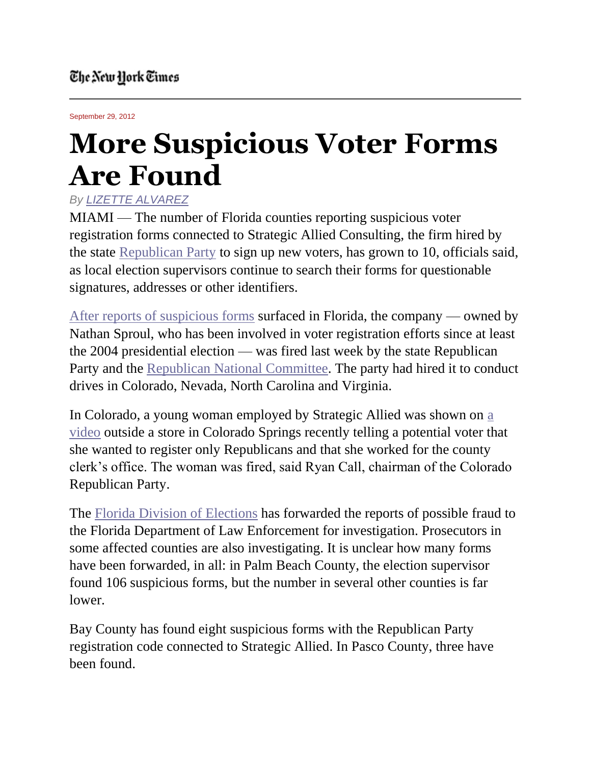The New York Times

September 29, 2012

# More Suspicious Voter Forms Are Found

*By LIZETTE ALVAREZ*

MIAMI — The number of Florida counties reporting suspicious voter registration forms connected to Strategic Allied Consulting, the firm hired by the state Republican Party to sign up new voters, has grown to 10, officials said, as local election supervisors continue to search their forms for questionable signatures, addresses or other identifiers.

After reports of suspicious forms surfaced in Florida, the company — owned by Nathan Sproul, who has been involved in voter registration efforts since at least the 2004 presidential election — was fired last week by the state Republican Party and the Republican National Committee. The party had hired it to conduct drives in Colorado, Nevada, North Carolina and Virginia.

In Colorado, a young woman employed by Strategic Allied was shown on a video outside a store in Colorado Springs recently telling a potential voter that she wanted to register only Republicans and that she worked for the county clerk's office. The woman was fired, said Ryan Call, chairman of the Colorado Republican Party.

The Florida Division of Elections has forwarded the reports of possible fraud to the Florida Department of Law Enforcement for investigation. Prosecutors in some affected counties are also investigating. It is unclear how many forms have been forwarded, in all: in Palm Beach County, the election supervisor found 106 suspicious forms, but the number in several other counties is far lower.

Bay County has found eight suspicious forms with the Republican Party registration code connected to Strategic Allied. In Pasco County, three have been found.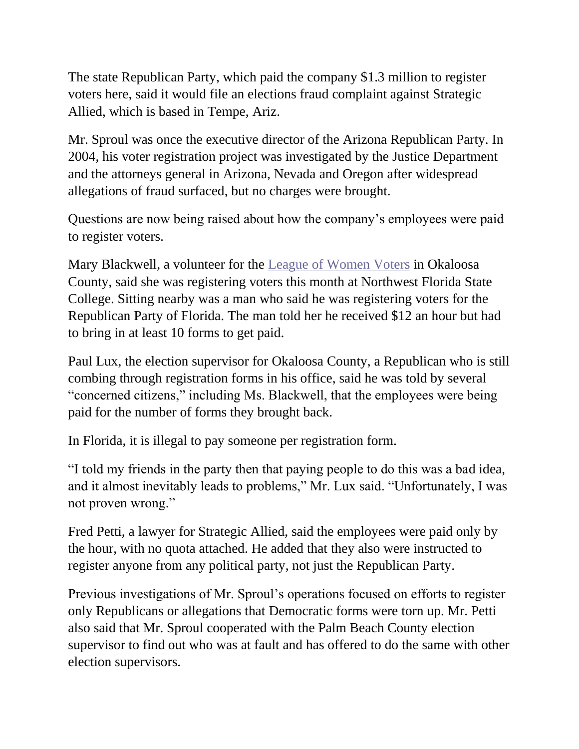The state Republican Party, which paid the company $1.3 million to register voters here, said it would file an elections fraud complaint against Strategic Allied, which is based in Tempe, Ariz.

Mr. Sproul was once the executive director of the Arizona Republican Party. In 2004, his voter registration project was investigated by the Justice Department and the attorneys general in Arizona, Nevada and Oregon after widespread allegations of fraud surfaced, but no charges were brought.

Questions are now being raised about how the company's employees were paid to register voters.

Mary Blackwell, a volunteer for the League of Women Voters in Okaloosa County, said she was registering voters this month at Northwest Florida State College. Sitting nearby was a man who said he was registering voters for the Republican Party of Florida. The man told her he received $12 an hour but had to bring in at least 10 forms to get paid.

Paul Lux, the election supervisor for Okaloosa County, a Republican who is still combing through registration forms in his office, said he was told by several "concerned citizens," including Ms. Blackwell, that the employees were being paid for the number of forms they brought back.

In Florida, it is illegal to pay someone per registration form.

"I told my friends in the party then that paying people to do this was a bad idea, and it almost inevitably leads to problems," Mr. Lux said. "Unfortunately, I was not proven wrong."

Fred Petti, a lawyer for Strategic Allied, said the employees were paid only by the hour, with no quota attached. He added that they also were instructed to register anyone from any political party, not just the Republican Party.

Previous investigations of Mr. Sproul's operations focused on efforts to register only Republicans or allegations that Democratic forms were torn up. Mr. Petti also said that Mr. Sproul cooperated with the Palm Beach County election supervisor to find out who was at fault and has offered to do the same with other election supervisors.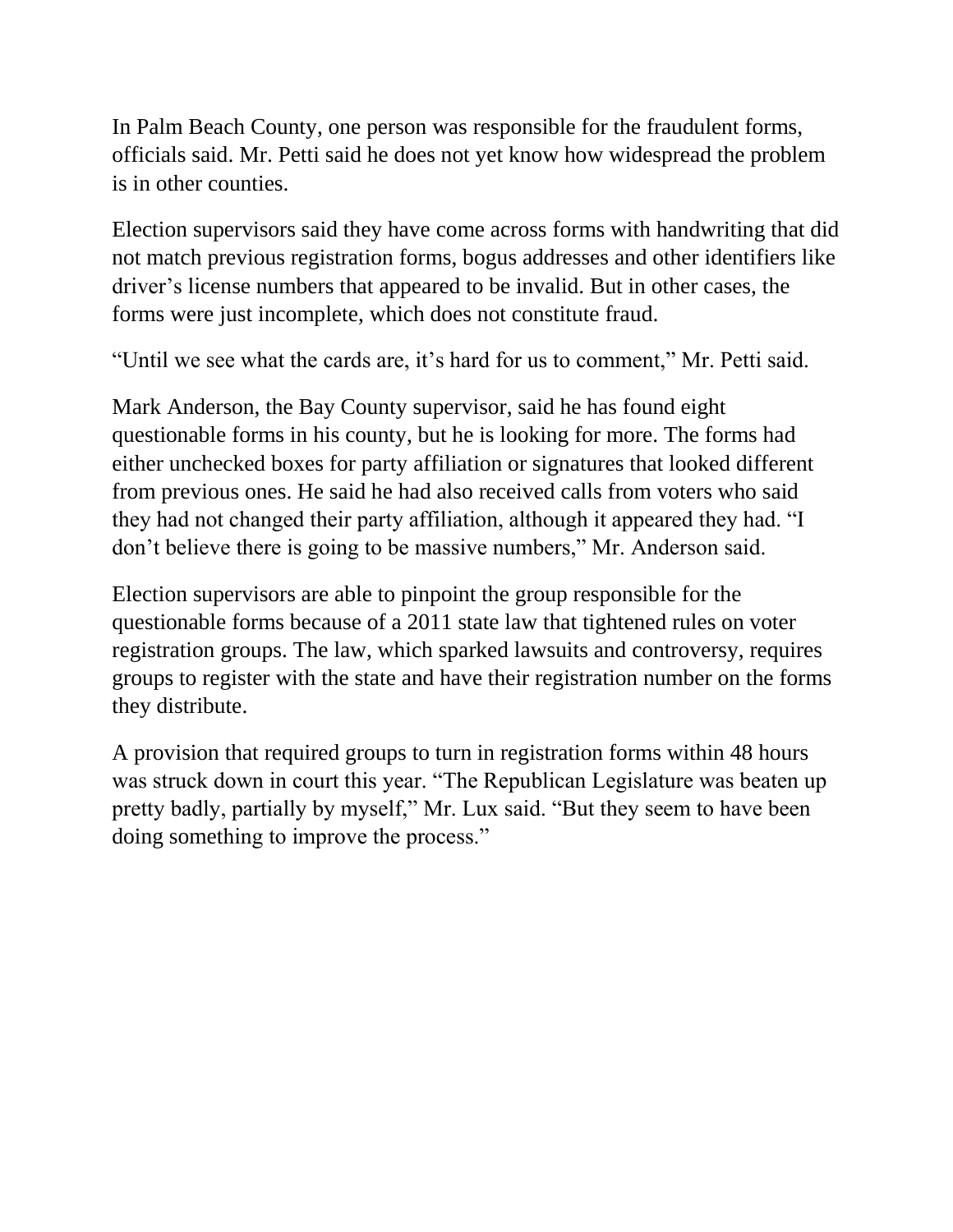In Palm Beach County, one person was responsible for the fraudulent forms, officials said. Mr. Petti said he does not yet know how widespread the problem is in other counties.

Election supervisors said they have come across forms with handwriting that did not match previous registration forms, bogus addresses and other identifiers like driver's license numbers that appeared to be invalid. But in other cases, the forms were just incomplete, which does not constitute fraud.

"Until we see what the cards are, it's hard for us to comment," Mr. Petti said.

Mark Anderson, the Bay County supervisor, said he has found eight questionable forms in his county, but he is looking for more. The forms had either unchecked boxes for party affiliation or signatures that looked different from previous ones. He said he had also received calls from voters who said they had not changed their party affiliation, although it appeared they had. "I don't believe there is going to be massive numbers," Mr. Anderson said.

Election supervisors are able to pinpoint the group responsible for the questionable forms because of a 2011 state law that tightened rules on voter registration groups. The law, which sparked lawsuits and controversy, requires groups to register with the state and have their registration number on the forms they distribute.

A provision that required groups to turn in registration forms within 48 hours was struck down in court this year. "The Republican Legislature was beaten up pretty badly, partially by myself," Mr. Lux said. "But they seem to have been doing something to improve the process."